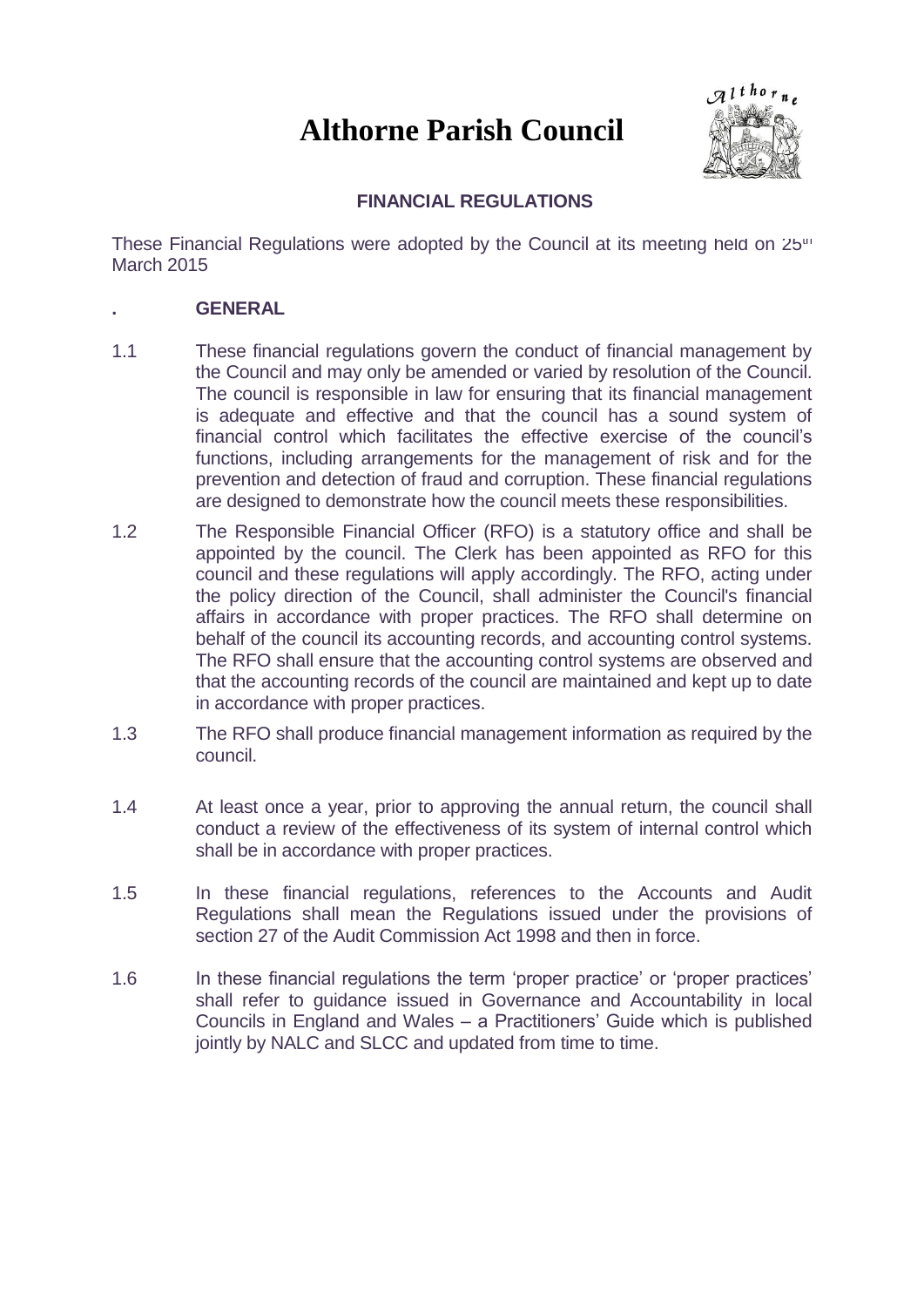# Althorne Parish Council

## FINANCIAL REGULATIONS

These Financial Regulations were adopted by the Council at its meeting held on 25th March 2015

### . GENERAL

1.1 These financial regulations govern the conduct of financial management by the Council and may only be amended or varied by resolution of the Council. The council is responsible in law for ensuring that its financial management is adequate and effective and that the council has a sound system of financial control which facilitates the effective exercise of the council's functions, including arrangements for the management of risk and for the prevention and detection of fraud and corruption. These financial regulations are designed to demonstrate how the council meets these responsibilities.

1.2 The Responsible Financial Officer (RFO) is a statutory office and shall be appointed by the council. The Clerk has been appointed as RFO for this council and these regulations will apply accordingly. The RFO, acting under the policy direction of the Council, shall administer the Council's financial affairs in accordance with proper practices. The RFO shall determine on behalf of the council its accounting records, and accounting control systems. The RFO shall ensure that the accounting control systems are observed and that the accounting records of the council are maintained and kept up to date in accordance with proper practices.

1.3 The RFO shall produce financial management information as required by the council.

1.4 At least once a year, prior to approving the annual return, the council shall conduct a review of the effectiveness of its system of internal control which shall be in accordance with proper practices.

1.5 In these financial regulations, references to the Accounts and Audit Regulations shall mean the Regulations issued under the provisions of section 27 of the Audit Commission Act 1998 and then in force.

1.6 In these financial regulations the term 'proper practice' or 'proper practices' shall refer to guidance issued in Governance and Accountability in local Councils in England and Wales – a Practitioners' Guide which is published jointly by NALC and SLCC and updated from time to time.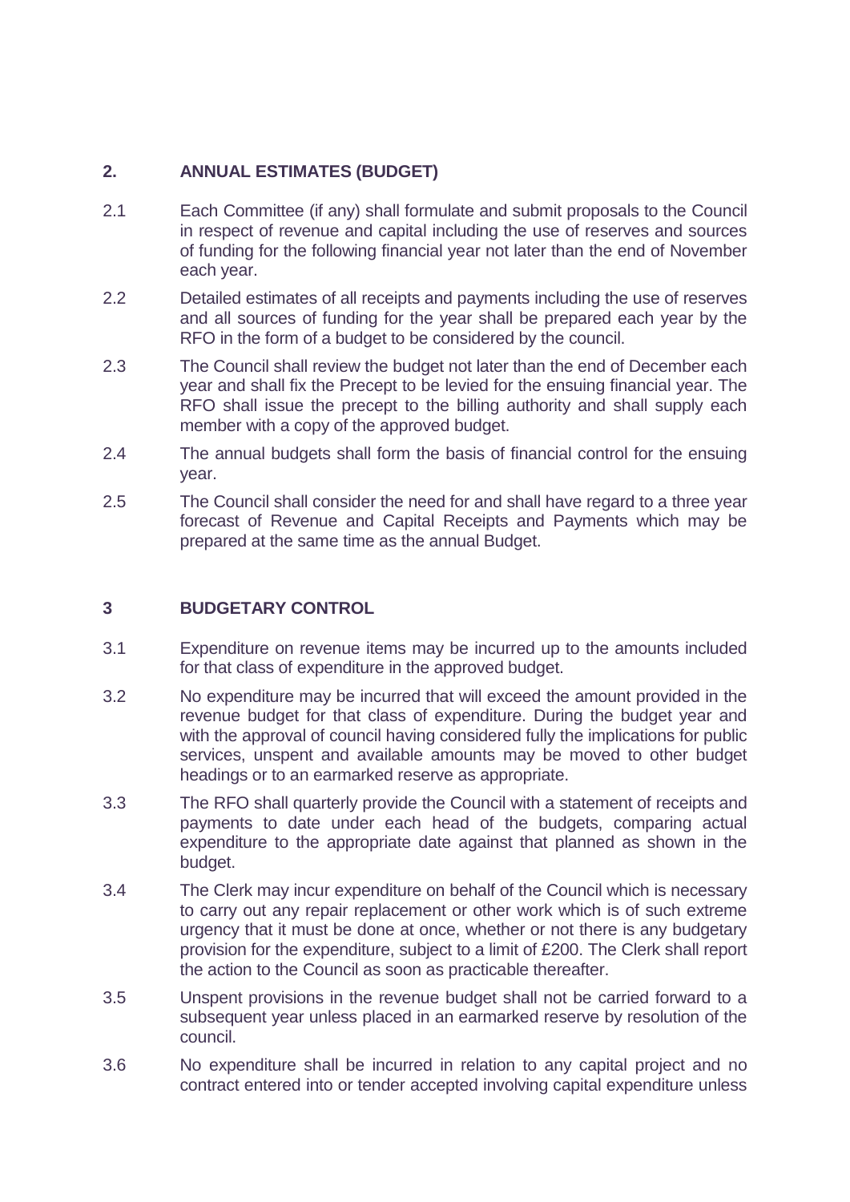## 2. ANNUAL ESTIMATES (BUDGET)

2.1 Each Committee (if any) shall formulate and submit proposals to the Council in respect of revenue and capital including the use of reserves and sources of funding for the following financial year not later than the end of November each year.

2.2 Detailed estimates of all receipts and payments including the use of reserves and all sources of funding for the year shall be prepared each year by the RFO in the form of a budget to be considered by the council.

2.3 The Council shall review the budget not later than the end of December each year and shall fix the Precept to be levied for the ensuing financial year. The RFO shall issue the precept to the billing authority and shall supply each member with a copy of the approved budget.

2.4 The annual budgets shall form the basis of financial control for the ensuing year.

2.5 The Council shall consider the need for and shall have regard to a three year forecast of Revenue and Capital Receipts and Payments which may be prepared at the same time as the annual Budget.

## 3 BUDGETARY CONTROL

3.1 Expenditure on revenue items may be incurred up to the amounts included for that class of expenditure in the approved budget.

3.2 No expenditure may be incurred that will exceed the amount provided in the revenue budget for that class of expenditure. During the budget year and with the approval of council having considered fully the implications for public services, unspent and available amounts may be moved to other budget headings or to an earmarked reserve as appropriate.

3.3 The RFO shall quarterly provide the Council with a statement of receipts and payments to date under each head of the budgets, comparing actual expenditure to the appropriate date against that planned as shown in the budget.

3.4 The Clerk may incur expenditure on behalf of the Council which is necessary to carry out any repair replacement or other work which is of such extreme urgency that it must be done at once, whether or not there is any budgetary provision for the expenditure, subject to a limit of £200. The Clerk shall report the action to the Council as soon as practicable thereafter.

3.5 Unspent provisions in the revenue budget shall not be carried forward to a subsequent year unless placed in an earmarked reserve by resolution of the council.

3.6 No expenditure shall be incurred in relation to any capital project and no contract entered into or tender accepted involving capital expenditure unless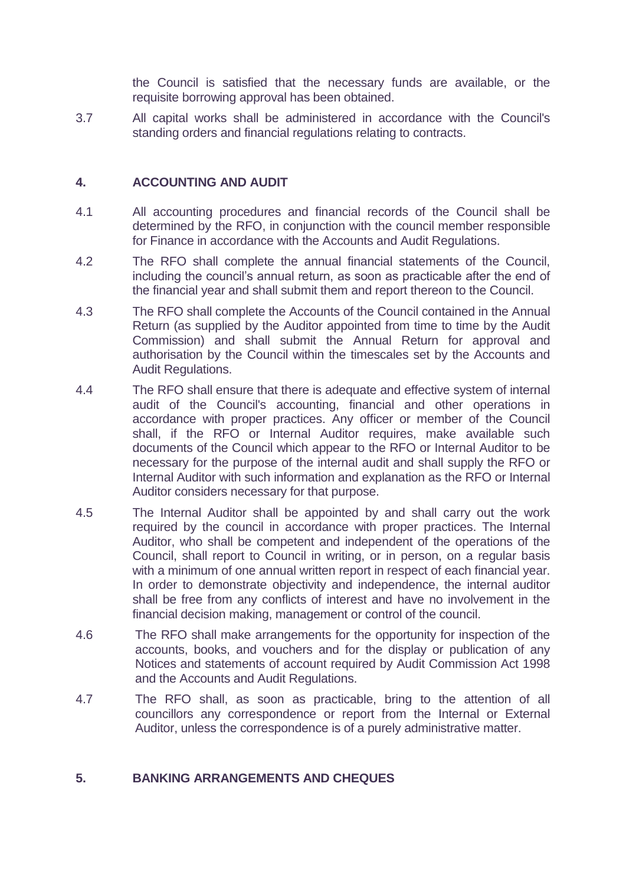the Council is satisfied that the necessary funds are available, or the requisite borrowing approval has been obtained.

3.7 All capital works shall be administered in accordance with the Council's standing orders and financial regulations relating to contracts.

## 4. ACCOUNTING AND AUDIT

4.1 All accounting procedures and financial records of the Council shall be determined by the RFO, in conjunction with the council member responsible for Finance in accordance with the Accounts and Audit Regulations.

4.2 The RFO shall complete the annual financial statements of the Council, including the council's annual return, as soon as practicable after the end of the financial year and shall submit them and report thereon to the Council.

4.3 The RFO shall complete the Accounts of the Council contained in the Annual Return (as supplied by the Auditor appointed from time to time by the Audit Commission) and shall submit the Annual Return for approval and authorisation by the Council within the timescales set by the Accounts and Audit Regulations.

4.4 The RFO shall ensure that there is adequate and effective system of internal audit of the Council's accounting, financial and other operations in accordance with proper practices. Any officer or member of the Council shall, if the RFO or Internal Auditor requires, make available such documents of the Council which appear to the RFO or Internal Auditor to be necessary for the purpose of the internal audit and shall supply the RFO or Internal Auditor with such information and explanation as the RFO or Internal Auditor considers necessary for that purpose.

4.5 The Internal Auditor shall be appointed by and shall carry out the work required by the council in accordance with proper practices. The Internal Auditor, who shall be competent and independent of the operations of the Council, shall report to Council in writing, or in person, on a regular basis with a minimum of one annual written report in respect of each financial year. In order to demonstrate objectivity and independence, the internal auditor shall be free from any conflicts of interest and have no involvement in the financial decision making, management or control of the council.

4.6 The RFO shall make arrangements for the opportunity for inspection of the accounts, books, and vouchers and for the display or publication of any Notices and statements of account required by Audit Commission Act 1998 and the Accounts and Audit Regulations.

4.7 The RFO shall, as soon as practicable, bring to the attention of all councillors any correspondence or report from the Internal or External Auditor, unless the correspondence is of a purely administrative matter.

## 5. BANKING ARRANGEMENTS AND CHEQUES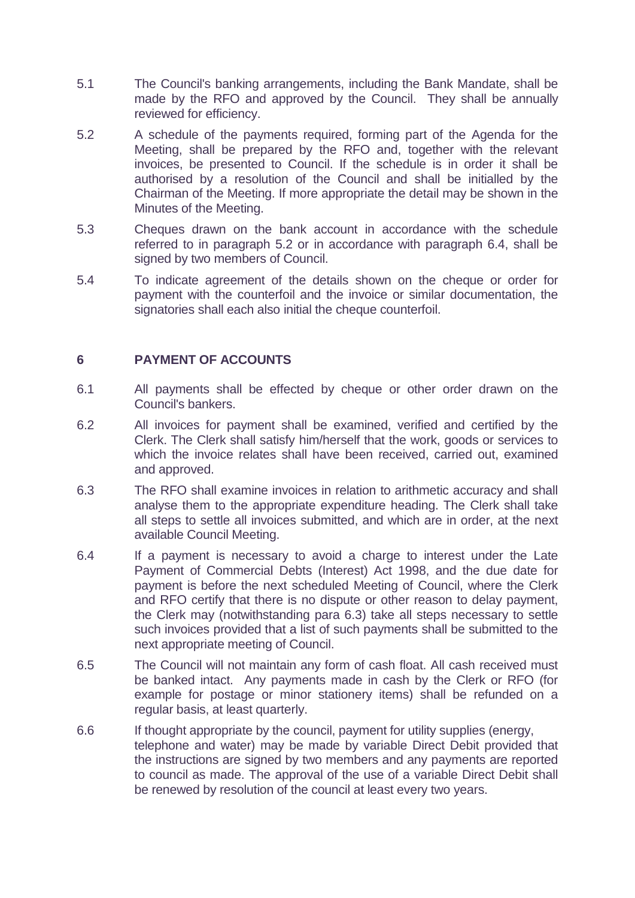5.1 The Council's banking arrangements, including the Bank Mandate, shall be made by the RFO and approved by the Council. They shall be annually reviewed for efficiency.

5.2 A schedule of the payments required, forming part of the Agenda for the Meeting, shall be prepared by the RFO and, together with the relevant invoices, be presented to Council. If the schedule is in order it shall be authorised by a resolution of the Council and shall be initialled by the Chairman of the Meeting. If more appropriate the detail may be shown in the Minutes of the Meeting.

5.3 Cheques drawn on the bank account in accordance with the schedule referred to in paragraph 5.2 or in accordance with paragraph 6.4, shall be signed by two members of Council.

5.4 To indicate agreement of the details shown on the cheque or order for payment with the counterfoil and the invoice or similar documentation, the signatories shall each also initial the cheque counterfoil.

## 6 PAYMENT OF ACCOUNTS

6.1 All payments shall be effected by cheque or other order drawn on the Council's bankers.

6.2 All invoices for payment shall be examined, verified and certified by the Clerk. The Clerk shall satisfy him/herself that the work, goods or services to which the invoice relates shall have been received, carried out, examined and approved.

6.3 The RFO shall examine invoices in relation to arithmetic accuracy and shall analyse them to the appropriate expenditure heading. The Clerk shall take all steps to settle all invoices submitted, and which are in order, at the next available Council Meeting.

6.4 If a payment is necessary to avoid a charge to interest under the Late Payment of Commercial Debts (Interest) Act 1998, and the due date for payment is before the next scheduled Meeting of Council, where the Clerk and RFO certify that there is no dispute or other reason to delay payment, the Clerk may (notwithstanding para 6.3) take all steps necessary to settle such invoices provided that a list of such payments shall be submitted to the next appropriate meeting of Council.

6.5 The Council will not maintain any form of cash float. All cash received must be banked intact. Any payments made in cash by the Clerk or RFO (for example for postage or minor stationery items) shall be refunded on a regular basis, at least quarterly.

6.6 If thought appropriate by the council, payment for utility supplies (energy, telephone and water) may be made by variable Direct Debit provided that the instructions are signed by two members and any payments are reported to council as made. The approval of the use of a variable Direct Debit shall be renewed by resolution of the council at least every two years.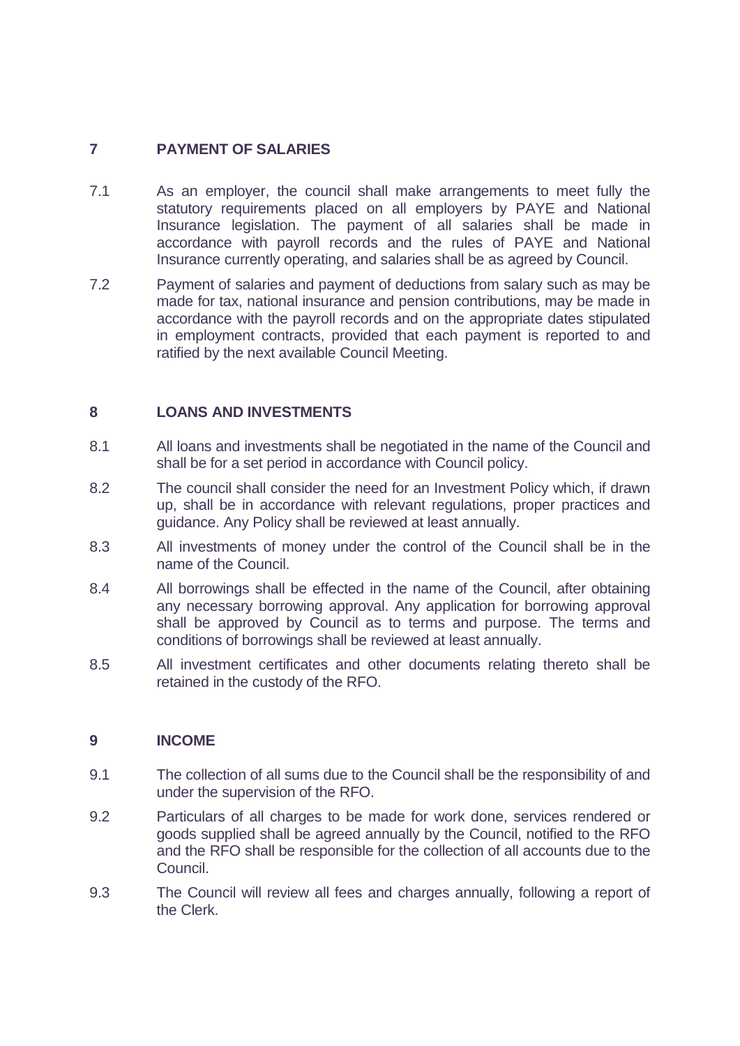## 7 PAYMENT OF SALARIES

7.1 As an employer, the council shall make arrangements to meet fully the statutory requirements placed on all employers by PAYE and National Insurance legislation. The payment of all salaries shall be made in accordance with payroll records and the rules of PAYE and National Insurance currently operating, and salaries shall be as agreed by Council.

7.2 Payment of salaries and payment of deductions from salary such as may be made for tax, national insurance and pension contributions, may be made in accordance with the payroll records and on the appropriate dates stipulated in employment contracts, provided that each payment is reported to and ratified by the next available Council Meeting.

## 8 LOANS AND INVESTMENTS

8.1 All loans and investments shall be negotiated in the name of the Council and shall be for a set period in accordance with Council policy.

8.2 The council shall consider the need for an Investment Policy which, if drawn up, shall be in accordance with relevant regulations, proper practices and guidance. Any Policy shall be reviewed at least annually.

8.3 All investments of money under the control of the Council shall be in the name of the Council.

8.4 All borrowings shall be effected in the name of the Council, after obtaining any necessary borrowing approval. Any application for borrowing approval shall be approved by Council as to terms and purpose. The terms and conditions of borrowings shall be reviewed at least annually.

8.5 All investment certificates and other documents relating thereto shall be retained in the custody of the RFO.

## 9 INCOME

9.1 The collection of all sums due to the Council shall be the responsibility of and under the supervision of the RFO.

9.2 Particulars of all charges to be made for work done, services rendered or goods supplied shall be agreed annually by the Council, notified to the RFO and the RFO shall be responsible for the collection of all accounts due to the Council.

9.3 The Council will review all fees and charges annually, following a report of the Clerk.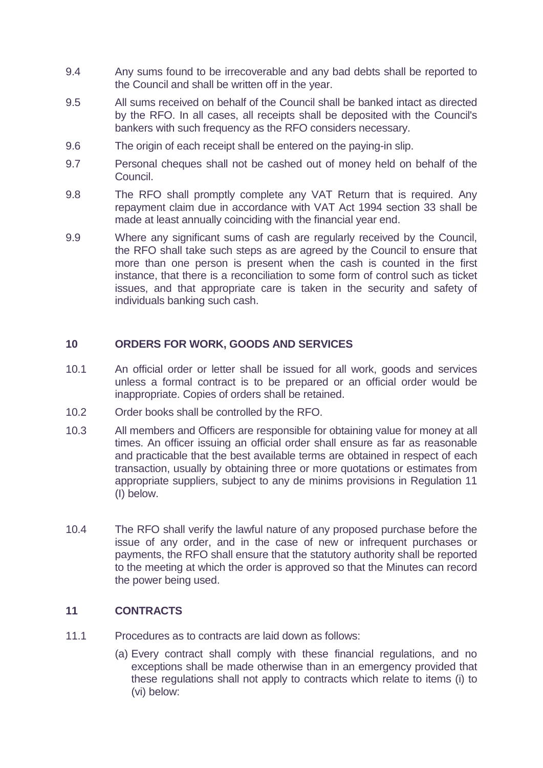9.4 Any sums found to be irrecoverable and any bad debts shall be reported to the Council and shall be written off in the year.

9.5 All sums received on behalf of the Council shall be banked intact as directed by the RFO. In all cases, all receipts shall be deposited with the Council's bankers with such frequency as the RFO considers necessary.

9.6 The origin of each receipt shall be entered on the paying-in slip.

9.7 Personal cheques shall not be cashed out of money held on behalf of the Council.

9.8 The RFO shall promptly complete any VAT Return that is required. Any repayment claim due in accordance with VAT Act 1994 section 33 shall be made at least annually coinciding with the financial year end.

9.9 Where any significant sums of cash are regularly received by the Council, the RFO shall take such steps as are agreed by the Council to ensure that more than one person is present when the cash is counted in the first instance, that there is a reconciliation to some form of control such as ticket issues, and that appropriate care is taken in the security and safety of individuals banking such cash.

## 10 ORDERS FOR WORK, GOODS AND SERVICES

10.1 An official order or letter shall be issued for all work, goods and services unless a formal contract is to be prepared or an official order would be inappropriate. Copies of orders shall be retained.

10.2 Order books shall be controlled by the RFO.

10.3 All members and Officers are responsible for obtaining value for money at all times. An officer issuing an official order shall ensure as far as reasonable and practicable that the best available terms are obtained in respect of each transaction, usually by obtaining three or more quotations or estimates from appropriate suppliers, subject to any de minims provisions in Regulation 11 (I) below.

10.4 The RFO shall verify the lawful nature of any proposed purchase before the issue of any order, and in the case of new or infrequent purchases or payments, the RFO shall ensure that the statutory authority shall be reported to the meeting at which the order is approved so that the Minutes can record the power being used.

## 11 CONTRACTS

11.1 Procedures as to contracts are laid down as follows:

(a) Every contract shall comply with these financial regulations, and no exceptions shall be made otherwise than in an emergency provided that these regulations shall not apply to contracts which relate to items (i) to (vi) below: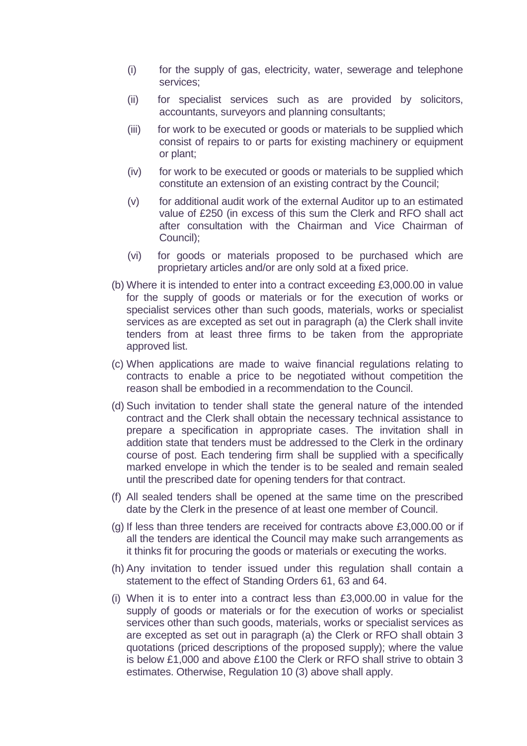(i) for the supply of gas, electricity, water, sewerage and telephone services;

(ii) for specialist services such as are provided by solicitors, accountants, surveyors and planning consultants;

(iii) for work to be executed or goods or materials to be supplied which consist of repairs to or parts for existing machinery or equipment or plant;

(iv) for work to be executed or goods or materials to be supplied which constitute an extension of an existing contract by the Council;

(v) for additional audit work of the external Auditor up to an estimated value of £250 (in excess of this sum the Clerk and RFO shall act after consultation with the Chairman and Vice Chairman of Council);

(vi) for goods or materials proposed to be purchased which are proprietary articles and/or are only sold at a fixed price.

(b) Where it is intended to enter into a contract exceeding £3,000.00 in value for the supply of goods or materials or for the execution of works or specialist services other than such goods, materials, works or specialist services as are excepted as set out in paragraph (a) the Clerk shall invite tenders from at least three firms to be taken from the appropriate approved list.

(c) When applications are made to waive financial regulations relating to contracts to enable a price to be negotiated without competition the reason shall be embodied in a recommendation to the Council.

(d) Such invitation to tender shall state the general nature of the intended contract and the Clerk shall obtain the necessary technical assistance to prepare a specification in appropriate cases. The invitation shall in addition state that tenders must be addressed to the Clerk in the ordinary course of post. Each tendering firm shall be supplied with a specifically marked envelope in which the tender is to be sealed and remain sealed until the prescribed date for opening tenders for that contract.

(f) All sealed tenders shall be opened at the same time on the prescribed date by the Clerk in the presence of at least one member of Council.

(g) If less than three tenders are received for contracts above £3,000.00 or if all the tenders are identical the Council may make such arrangements as it thinks fit for procuring the goods or materials or executing the works.

(h) Any invitation to tender issued under this regulation shall contain a statement to the effect of Standing Orders 61, 63 and 64.

(i) When it is to enter into a contract less than £3,000.00 in value for the supply of goods or materials or for the execution of works or specialist services other than such goods, materials, works or specialist services as are excepted as set out in paragraph (a) the Clerk or RFO shall obtain 3 quotations (priced descriptions of the proposed supply); where the value is below £1,000 and above £100 the Clerk or RFO shall strive to obtain 3 estimates. Otherwise, Regulation 10 (3) above shall apply.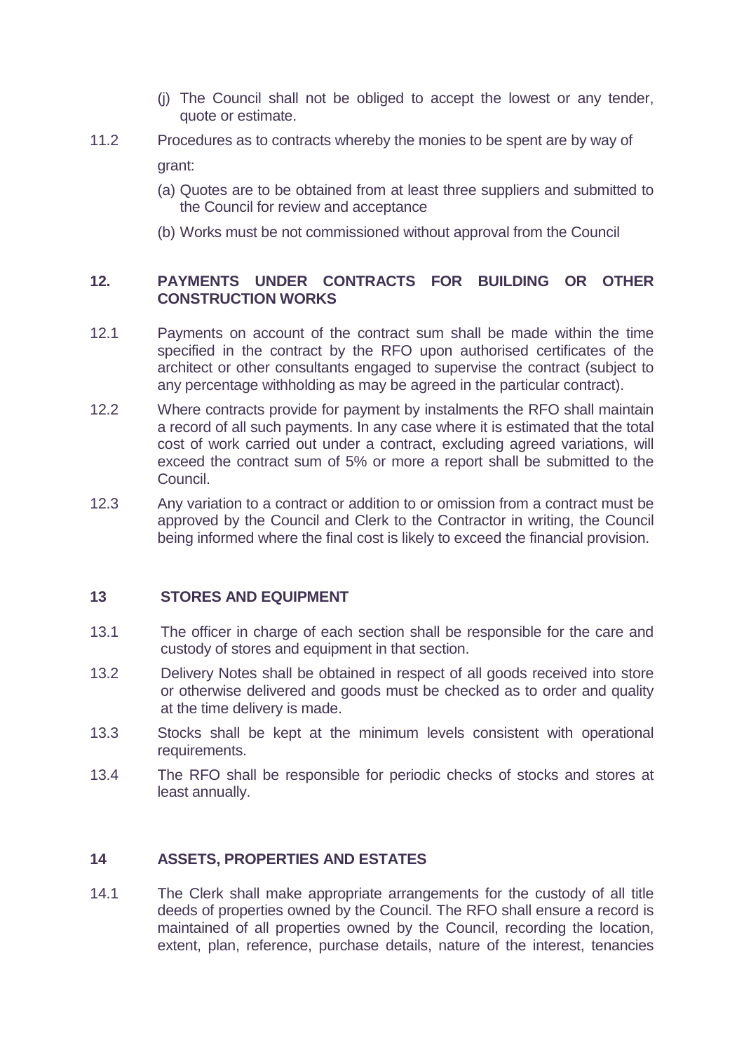(j) The Council shall not be obliged to accept the lowest or any tender, quote or estimate.

11.2 Procedures as to contracts whereby the monies to be spent are by way of grant:

(a) Quotes are to be obtained from at least three suppliers and submitted to the Council for review and acceptance

(b) Works must be not commissioned without approval from the Council

## 12. PAYMENTS UNDER CONTRACTS FOR BUILDING OR OTHER CONSTRUCTION WORKS

12.1 Payments on account of the contract sum shall be made within the time specified in the contract by the RFO upon authorised certificates of the architect or other consultants engaged to supervise the contract (subject to any percentage withholding as may be agreed in the particular contract).

12.2 Where contracts provide for payment by instalments the RFO shall maintain a record of all such payments. In any case where it is estimated that the total cost of work carried out under a contract, excluding agreed variations, will exceed the contract sum of 5% or more a report shall be submitted to the Council.

12.3 Any variation to a contract or addition to or omission from a contract must be approved by the Council and Clerk to the Contractor in writing, the Council being informed where the final cost is likely to exceed the financial provision.

## 13 STORES AND EQUIPMENT

13.1 The officer in charge of each section shall be responsible for the care and custody of stores and equipment in that section.

13.2 Delivery Notes shall be obtained in respect of all goods received into store or otherwise delivered and goods must be checked as to order and quality at the time delivery is made.

13.3 Stocks shall be kept at the minimum levels consistent with operational requirements.

13.4 The RFO shall be responsible for periodic checks of stocks and stores at least annually.

## 14 ASSETS, PROPERTIES AND ESTATES

14.1 The Clerk shall make appropriate arrangements for the custody of all title deeds of properties owned by the Council. The RFO shall ensure a record is maintained of all properties owned by the Council, recording the location, extent, plan, reference, purchase details, nature of the interest, tenancies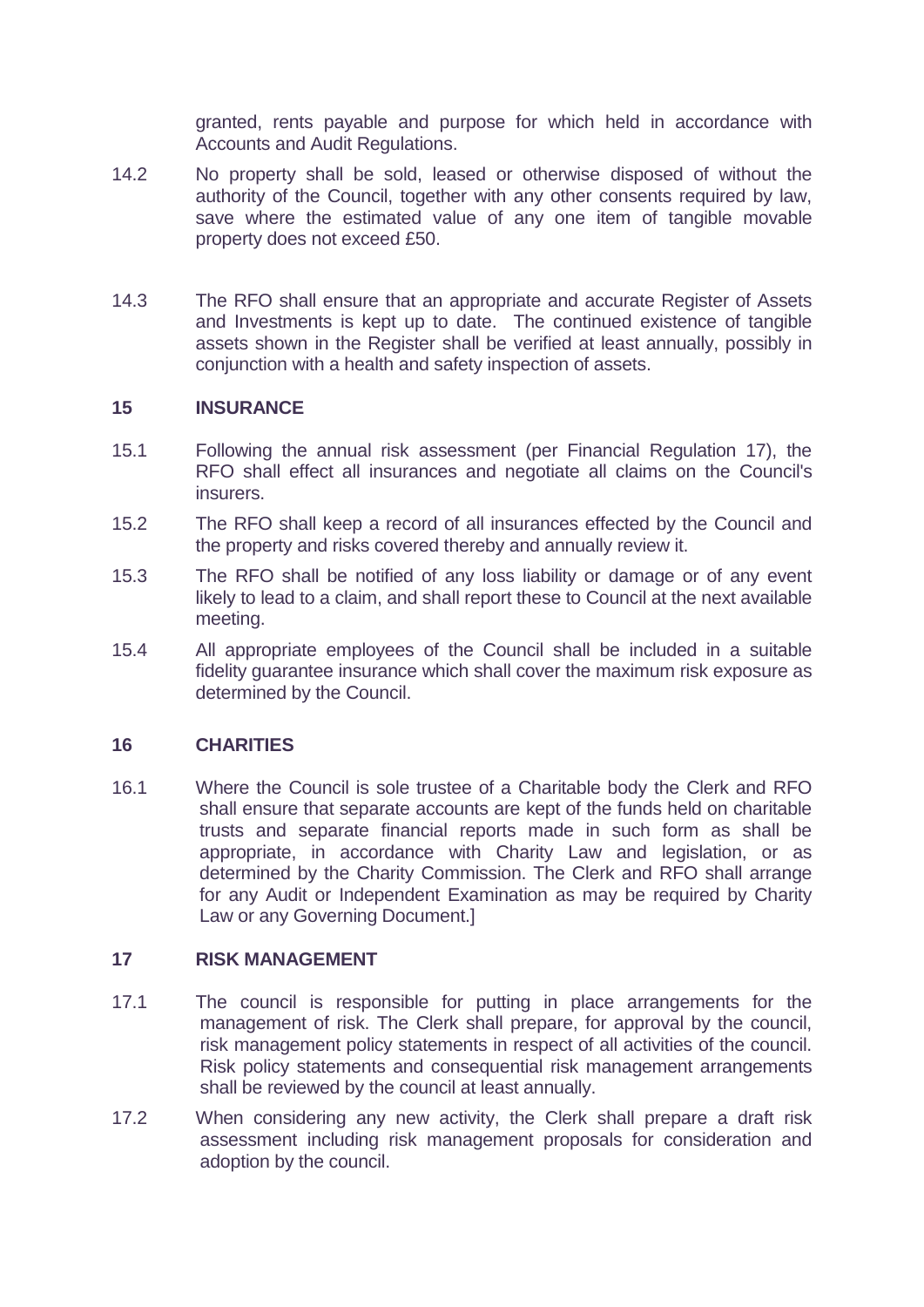granted, rents payable and purpose for which held in accordance with Accounts and Audit Regulations.

14.2 No property shall be sold, leased or otherwise disposed of without the authority of the Council, together with any other consents required by law, save where the estimated value of any one item of tangible movable property does not exceed £50.

14.3 The RFO shall ensure that an appropriate and accurate Register of Assets and Investments is kept up to date. The continued existence of tangible assets shown in the Register shall be verified at least annually, possibly in conjunction with a health and safety inspection of assets.

## 15 INSURANCE

15.1 Following the annual risk assessment (per Financial Regulation 17), the RFO shall effect all insurances and negotiate all claims on the Council's insurers.

15.2 The RFO shall keep a record of all insurances effected by the Council and the property and risks covered thereby and annually review it.

15.3 The RFO shall be notified of any loss liability or damage or of any event likely to lead to a claim, and shall report these to Council at the next available meeting.

15.4 All appropriate employees of the Council shall be included in a suitable fidelity guarantee insurance which shall cover the maximum risk exposure as determined by the Council.

## 16 CHARITIES

16.1 Where the Council is sole trustee of a Charitable body the Clerk and RFO shall ensure that separate accounts are kept of the funds held on charitable trusts and separate financial reports made in such form as shall be appropriate, in accordance with Charity Law and legislation, or as determined by the Charity Commission. The Clerk and RFO shall arrange for any Audit or Independent Examination as may be required by Charity Law or any Governing Document.]

## 17 RISK MANAGEMENT

17.1 The council is responsible for putting in place arrangements for the management of risk. The Clerk shall prepare, for approval by the council, risk management policy statements in respect of all activities of the council. Risk policy statements and consequential risk management arrangements shall be reviewed by the council at least annually.

17.2 When considering any new activity, the Clerk shall prepare a draft risk assessment including risk management proposals for consideration and adoption by the council.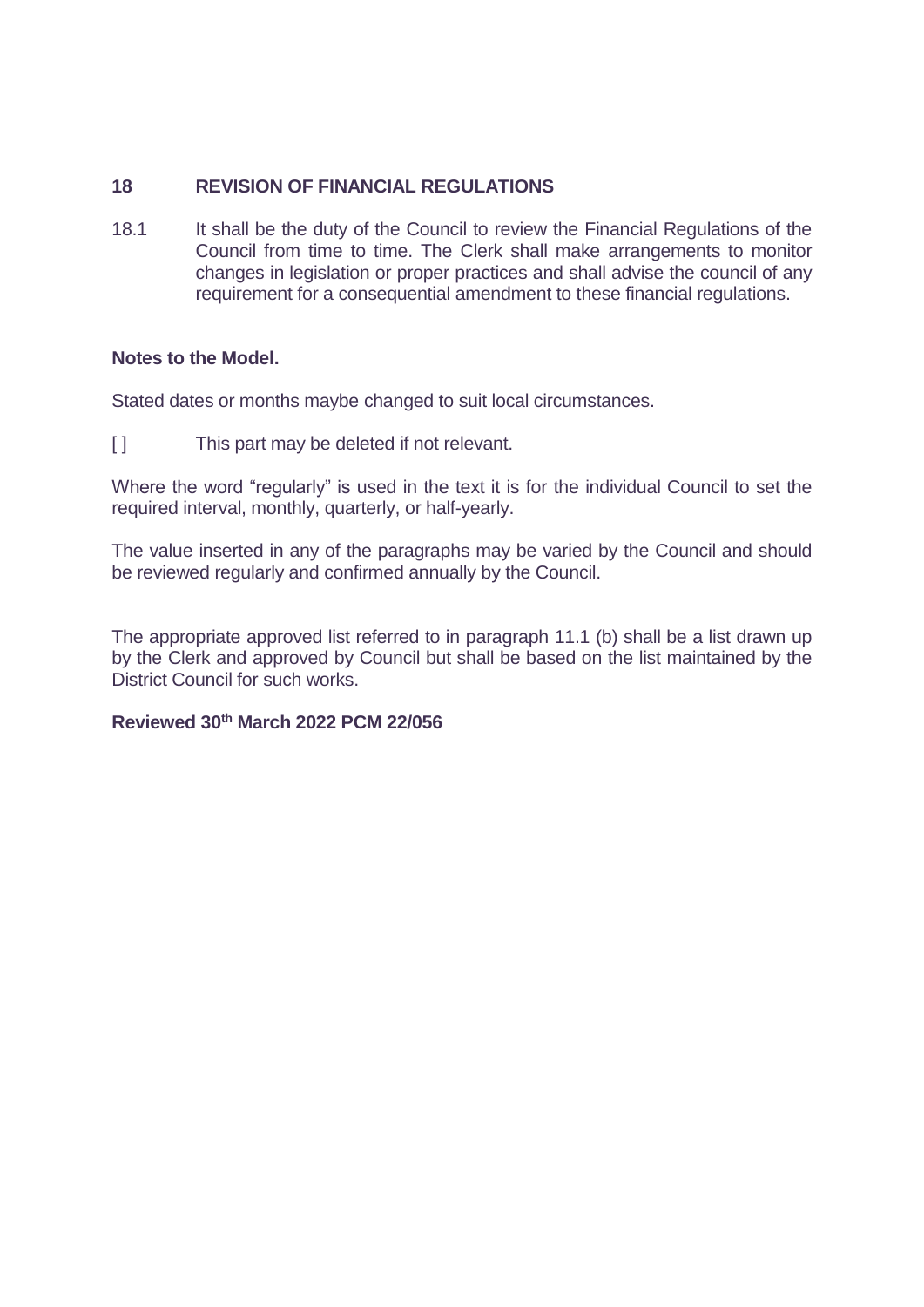## 18 REVISION OF FINANCIAL REGULATIONS

18.1 It shall be the duty of the Council to review the Financial Regulations of the Council from time to time. The Clerk shall make arrangements to monitor changes in legislation or proper practices and shall advise the council of any requirement for a consequential amendment to these financial regulations.

**Notes to the Model.**

Stated dates or months maybe changed to suit local circumstances.

[ ] This part may be deleted if not relevant.

Where the word "regularly" is used in the text it is for the individual Council to set the required interval, monthly, quarterly, or half-yearly.

The value inserted in any of the paragraphs may be varied by the Council and should be reviewed regularly and confirmed annually by the Council.

The appropriate approved list referred to in paragraph 11.1 (b) shall be a list drawn up by the Clerk and approved by Council but shall be based on the list maintained by the District Council for such works.

**Reviewed 30th March 2022 PCM 22/056**